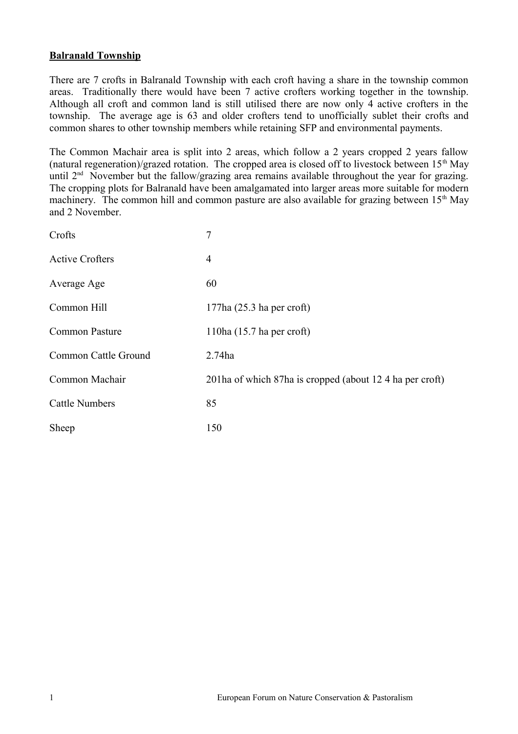**Balranald Township**

There are 7 crofts in Balranald Township with each croft having a share in the township common areas. Traditionally there would have been 7 active crofters working together in the township. Although all croft and common land is still utilised there are now only 4 active crofters in the township. The average age is 63 and older crofters tend to unofficially sublet their crofts and common shares to other township members while retaining SFP and environmental payments.

The Common Machair area is split into 2 areas, which follow a 2 years cropped 2 years fallow (natural regeneration)/grazed rotation. The cropped area is closed off to livestock between 15th May until 2nd November but the fallow/grazing area remains available throughout the year for grazing. The cropping plots for Balranald have been amalgamated into larger areas more suitable for modern machinery. The common hill and common pasture are also available for grazing between 15th May and 2 November.

| | |
|---|---|
| Crofts | 7 |
| Active Crofters | 4 |
| Average Age | 60 |
| Common Hill | 177ha (25.3 ha per croft) |
| Common Pasture | 110ha (15.7 ha per croft) |
| Common Cattle Ground | 2.74ha |
| Common Machair | 201ha of which 87ha is cropped (about 12 4 ha per croft) |
| Cattle Numbers | 85 |
| Sheep | 150 |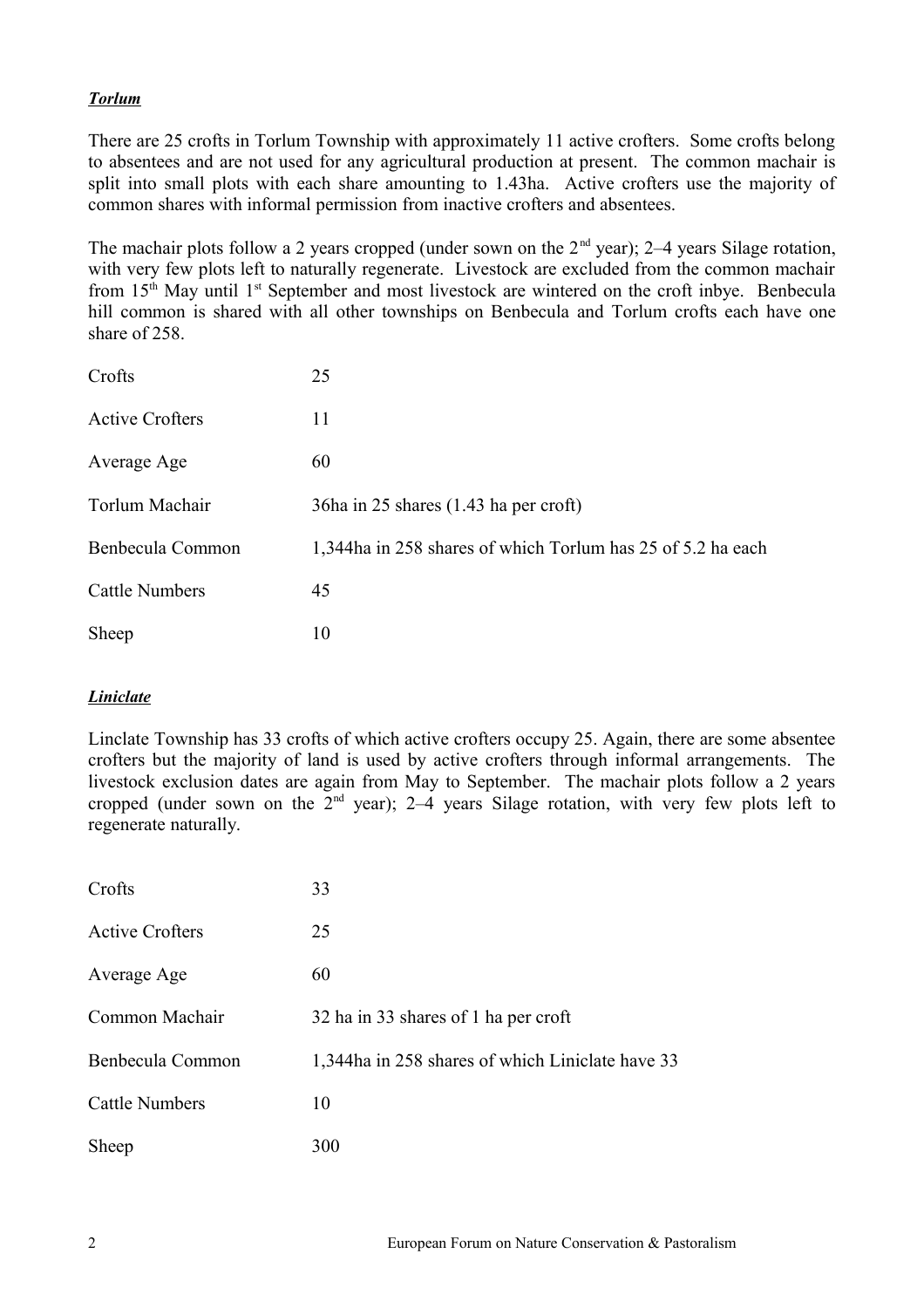***Torlum***

There are 25 crofts in Torlum Township with approximately 11 active crofters. Some crofts belong to absentees and are not used for any agricultural production at present. The common machair is split into small plots with each share amounting to 1.43ha. Active crofters use the majority of common shares with informal permission from inactive crofters and absentees.

The machair plots follow a 2 years cropped (under sown on the 2nd year); 2–4 years Silage rotation, with very few plots left to naturally regenerate. Livestock are excluded from the common machair from 15th May until 1st September and most livestock are wintered on the croft inbye. Benbecula hill common is shared with all other townships on Benbecula and Torlum crofts each have one share of 258.

| | |
|---|---|
| Crofts | 25 |
| Active Crofters | 11 |
| Average Age | 60 |
| Torlum Machair | 36ha in 25 shares (1.43 ha per croft) |
| Benbecula Common | 1,344ha in 258 shares of which Torlum has 25 of 5.2 ha each |
| Cattle Numbers | 45 |
| Sheep | 10 |

***Liniclate***

Linclate Township has 33 crofts of which active crofters occupy 25. Again, there are some absentee crofters but the majority of land is used by active crofters through informal arrangements. The livestock exclusion dates are again from May to September. The machair plots follow a 2 years cropped (under sown on the 2nd year); 2–4 years Silage rotation, with very few plots left to regenerate naturally.

| | |
|---|---|
| Crofts | 33 |
| Active Crofters | 25 |
| Average Age | 60 |
| Common Machair | 32 ha in 33 shares of 1 ha per croft |
| Benbecula Common | 1,344ha in 258 shares of which Liniclate have 33 |
| Cattle Numbers | 10 |
| Sheep | 300 |